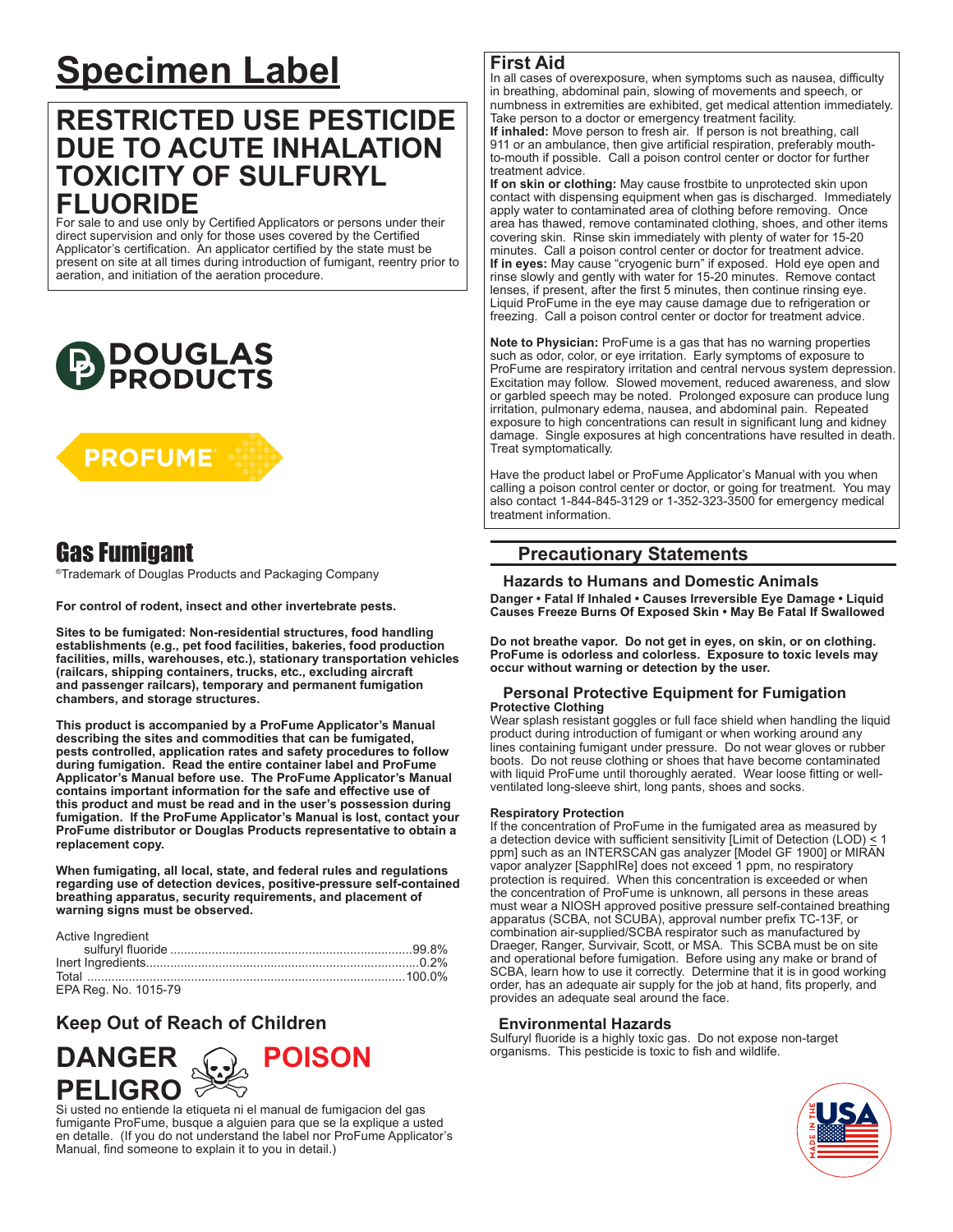# Specimen Label

## RESTRICTED USE PESTICIDE DUE TO ACUTE INHALATION TOXICITY OF SULFURYL FLUORIDE

For sale to and use only by Certified Applicators or persons under their direct supervision and only for those uses covered by the Certified Applicator's certification. An applicator certified by the state must be present on site at all times during introduction of fumigant, reentry prior to aeration, and initiation of the aeration procedure.

DOUGLAS PRODUCTS

PROFUME®

# Gas Fumigant

®Trademark of Douglas Products and Packaging Company

**For control of rodent, insect and other invertebrate pests.**

**Sites to be fumigated: Non-residential structures, food handling establishments (e.g., pet food facilities, bakeries, food production facilities, mills, warehouses, etc.), stationary transportation vehicles (railcars, shipping containers, trucks, etc., excluding aircraft and passenger railcars), temporary and permanent fumigation chambers, and storage structures.**

**This product is accompanied by a ProFume Applicator's Manual describing the sites and commodities that can be fumigated, pests controlled, application rates and safety procedures to follow during fumigation. Read the entire container label and ProFume Applicator's Manual before use. The ProFume Applicator's Manual contains important information for the safe and effective use of this product and must be read and in the user's possession during fumigation. If the ProFume Applicator's Manual is lost, contact your ProFume distributor or Douglas Products representative to obtain a replacement copy.**

**When fumigating, all local, state, and federal rules and regulations regarding use of detection devices, positive-pressure self-contained breathing apparatus, security requirements, and placement of warning signs must be observed.**

| Active Ingredient | |
|---|---|
| sulfuryl fluoride | 99.8% |
| Inert Ingredients | 0.2% |
| Total | 100.0% |

EPA Reg. No. 1015-79

## Keep Out of Reach of Children

**DANGER POISON**
**PELIGRO**

Si usted no entiende la etiqueta ni el manual de fumigacion del gas fumigante ProFume, busque a alguien para que se la explique a usted en detalle. (If you do not understand the label nor ProFume Applicator's Manual, find someone to explain it to you in detail.)

## First Aid

In all cases of overexposure, when symptoms such as nausea, difficulty in breathing, abdominal pain, slowing of movements and speech, or numbness in extremities are exhibited, get medical attention immediately. Take person to a doctor or emergency treatment facility.

**If inhaled:** Move person to fresh air. If person is not breathing, call 911 or an ambulance, then give artificial respiration, preferably mouth-to-mouth if possible. Call a poison control center or doctor for further treatment advice.

**If on skin or clothing:** May cause frostbite to unprotected skin upon contact with dispensing equipment when gas is discharged. Immediately apply water to contaminated area of clothing before removing. Once area has thawed, remove contaminated clothing, shoes, and other items covering skin. Rinse skin immediately with plenty of water for 15-20 minutes. Call a poison control center or doctor for treatment advice.

**If in eyes:** May cause "cryogenic burn" if exposed. Hold eye open and rinse slowly and gently with water for 15-20 minutes. Remove contact lenses, if present, after the first 5 minutes, then continue rinsing eye. Liquid ProFume in the eye may cause damage due to refrigeration or freezing. Call a poison control center or doctor for treatment advice.

**Note to Physician:** ProFume is a gas that has no warning properties such as odor, color, or eye irritation. Early symptoms of exposure to ProFume are respiratory irritation and central nervous system depression. Excitation may follow. Slowed movement, reduced awareness, and slow or garbled speech may be noted. Prolonged exposure can produce lung irritation, pulmonary edema, nausea, and abdominal pain. Repeated exposure to high concentrations can result in significant lung and kidney damage. Single exposures at high concentrations have resulted in death. Treat symptomatically.

Have the product label or ProFume Applicator's Manual with you when calling a poison control center or doctor, or going for treatment. You may also contact 1-844-845-3129 or 1-352-323-3500 for emergency medical treatment information.

## Precautionary Statements

### Hazards to Humans and Domestic Animals

**Danger • Fatal If Inhaled • Causes Irreversible Eye Damage • Liquid Causes Freeze Burns Of Exposed Skin • May Be Fatal If Swallowed**

**Do not breathe vapor. Do not get in eyes, on skin, or on clothing. ProFume is odorless and colorless. Exposure to toxic levels may occur without warning or detection by the user.**

### Personal Protective Equipment for Fumigation

**Protective Clothing**

Wear splash resistant goggles or full face shield when handling the liquid product during introduction of fumigant or when working around any lines containing fumigant under pressure. Do not wear gloves or rubber boots. Do not reuse clothing or shoes that have become contaminated with liquid ProFume until thoroughly aerated. Wear loose fitting or well-ventilated long-sleeve shirt, long pants, shoes and socks.

**Respiratory Protection**

If the concentration of ProFume in the fumigated area as measured by a detection device with sufficient sensitivity [Limit of Detection (LOD) ≤ 1 ppm] such as an INTERSCAN gas analyzer [Model GF 1900] or MIRAN vapor analyzer [SapphIRe] does not exceed 1 ppm, no respiratory protection is required. When this concentration is exceeded or when the concentration of ProFume is unknown, all persons in these areas must wear a NIOSH approved positive pressure self-contained breathing apparatus (SCBA, not SCUBA), approval number prefix TC-13F, or combination air-supplied/SCBA respirator such as manufactured by Draeger, Ranger, Survivair, Scott, or MSA. This SCBA must be on site and operational before fumigation. Before using any make or brand of SCBA, learn how to use it correctly. Determine that it is in good working order, has an adequate air supply for the job at hand, fits properly, and provides an adequate seal around the face.

### Environmental Hazards

Sulfuryl fluoride is a highly toxic gas. Do not expose non-target organisms. This pesticide is toxic to fish and wildlife.

MADE IN THE USA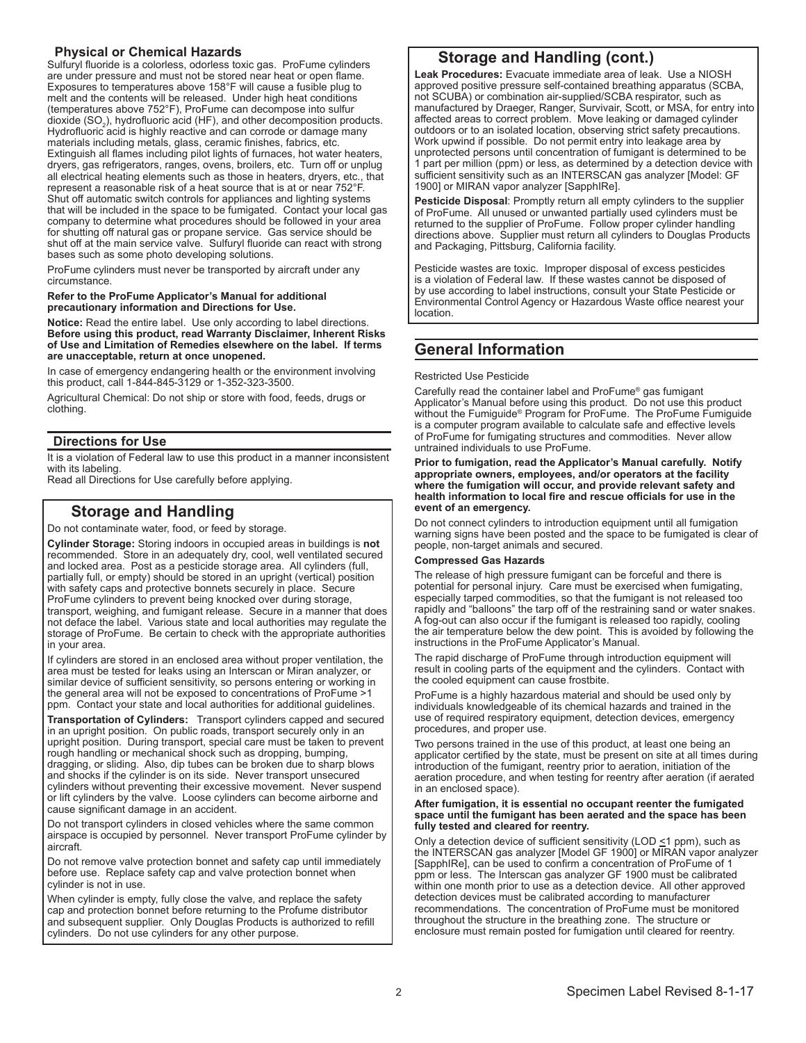### Physical or Chemical Hazards

Sulfuryl fluoride is a colorless, odorless toxic gas. ProFume cylinders are under pressure and must not be stored near heat or open flame. Exposures to temperatures above 158°F will cause a fusible plug to melt and the contents will be released. Under high heat conditions (temperatures above 752°F), ProFume can decompose into sulfur dioxide ($SO_2$), hydrofluoric acid (HF), and other decomposition products. Hydrofluoric acid is highly reactive and can corrode or damage many materials including metals, glass, ceramic finishes, fabrics, etc. Extinguish all flames including pilot lights of furnaces, hot water heaters, dryers, gas refrigerators, ranges, ovens, broilers, etc. Turn off or unplug all electrical heating elements such as those in heaters, dryers, etc., that represent a reasonable risk of a heat source that is at or near 752°F. Shut off automatic switch controls for appliances and lighting systems that will be included in the space to be fumigated. Contact your local gas company to determine what procedures should be followed in your area for shutting off natural gas or propane service. Gas service should be shut off at the main service valve. Sulfuryl fluoride can react with strong bases such as some photo developing solutions.

ProFume cylinders must never be transported by aircraft under any circumstance.

**Refer to the ProFume Applicator's Manual for additional precautionary information and Directions for Use.**

**Notice:** Read the entire label. Use only according to label directions. **Before using this product, read Warranty Disclaimer, Inherent Risks of Use and Limitation of Remedies elsewhere on the label. If terms are unacceptable, return at once unopened.**

In case of emergency endangering health or the environment involving this product, call 1-844-845-3129 or 1-352-323-3500.

Agricultural Chemical: Do not ship or store with food, feeds, drugs or clothing.

### Directions for Use

It is a violation of Federal law to use this product in a manner inconsistent with its labeling.
Read all Directions for Use carefully before applying.

## Storage and Handling

Do not contaminate water, food, or feed by storage.

**Cylinder Storage:** Storing indoors in occupied areas in buildings is **not** recommended. Store in an adequately dry, cool, well ventilated secured and locked area. Post as a pesticide storage area. All cylinders (full, partially full, or empty) should be stored in an upright (vertical) position with safety caps and protective bonnets securely in place. Secure ProFume cylinders to prevent being knocked over during storage, transport, weighing, and fumigant release. Secure in a manner that does not deface the label. Various state and local authorities may regulate the storage of ProFume. Be certain to check with the appropriate authorities in your area.

If cylinders are stored in an enclosed area without proper ventilation, the area must be tested for leaks using an Interscan or Miran analyzer, or similar device of sufficient sensitivity, so persons entering or working in the general area will not be exposed to concentrations of ProFume >1 ppm. Contact your state and local authorities for additional guidelines.

**Transportation of Cylinders:** Transport cylinders capped and secured in an upright position. On public roads, transport securely only in an upright position. During transport, special care must be taken to prevent rough handling or mechanical shock such as dropping, bumping, dragging, or sliding. Also, dip tubes can be broken due to sharp blows and shocks if the cylinder is on its side. Never transport unsecured cylinders without preventing their excessive movement. Never suspend or lift cylinders by the valve. Loose cylinders can become airborne and cause significant damage in an accident.

Do not transport cylinders in closed vehicles where the same common airspace is occupied by personnel. Never transport ProFume cylinder by aircraft.

Do not remove valve protection bonnet and safety cap until immediately before use. Replace safety cap and valve protection bonnet when cylinder is not in use.

When cylinder is empty, fully close the valve, and replace the safety cap and protection bonnet before returning to the Profume distributor and subsequent supplier. Only Douglas Products is authorized to refill cylinders. Do not use cylinders for any other purpose.

## Storage and Handling (cont.)

**Leak Procedures:** Evacuate immediate area of leak. Use a NIOSH approved positive pressure self-contained breathing apparatus (SCBA, not SCUBA) or combination air-supplied/SCBA respirator, such as manufactured by Draeger, Ranger, Survivair, Scott, or MSA, for entry into affected areas to correct problem. Move leaking or damaged cylinder outdoors or to an isolated location, observing strict safety precautions. Work upwind if possible. Do not permit entry into leakage area by unprotected persons until concentration of fumigant is determined to be 1 part per million (ppm) or less, as determined by a detection device with sufficient sensitivity such as an INTERSCAN gas analyzer [Model: GF 1900] or MIRAN vapor analyzer [SapphIRe].

**Pesticide Disposal**: Promptly return all empty cylinders to the supplier of ProFume. All unused or unwanted partially used cylinders must be returned to the supplier of ProFume. Follow proper cylinder handling directions above. Supplier must return all cylinders to Douglas Products and Packaging, Pittsburg, California facility.

Pesticide wastes are toxic. Improper disposal of excess pesticides is a violation of Federal law. If these wastes cannot be disposed of by use according to label instructions, consult your State Pesticide or Environmental Control Agency or Hazardous Waste office nearest your location.

## General Information

Restricted Use Pesticide

Carefully read the container label and ProFume® gas fumigant Applicator's Manual before using this product. Do not use this product without the Fumiguide® Program for ProFume. The ProFume Fumiguide is a computer program available to calculate safe and effective levels of ProFume for fumigating structures and commodities. Never allow untrained individuals to use ProFume.

**Prior to fumigation, read the Applicator's Manual carefully. Notify appropriate owners, employees, and/or operators at the facility where the fumigation will occur, and provide relevant safety and health information to local fire and rescue officials for use in the event of an emergency.**

Do not connect cylinders to introduction equipment until all fumigation warning signs have been posted and the space to be fumigated is clear of people, non-target animals and secured.

**Compressed Gas Hazards**

The release of high pressure fumigant can be forceful and there is potential for personal injury. Care must be exercised when fumigating, especially tarped commodities, so that the fumigant is not released too rapidly and "balloons" the tarp off of the restraining sand or water snakes. A fog-out can also occur if the fumigant is released too rapidly, cooling the air temperature below the dew point. This is avoided by following the instructions in the ProFume Applicator's Manual.

The rapid discharge of ProFume through introduction equipment will result in cooling parts of the equipment and the cylinders. Contact with the cooled equipment can cause frostbite.

ProFume is a highly hazardous material and should be used only by individuals knowledgeable of its chemical hazards and trained in the use of required respiratory equipment, detection devices, emergency procedures, and proper use.

Two persons trained in the use of this product, at least one being an applicator certified by the state, must be present on site at all times during introduction of the fumigant, reentry prior to aeration, initiation of the aeration procedure, and when testing for reentry after aeration (if aerated in an enclosed space).

**After fumigation, it is essential no occupant reenter the fumigated space until the fumigant has been aerated and the space has been fully tested and cleared for reentry.**

Only a detection device of sufficient sensitivity (LOD $\leq$1 ppm), such as the INTERSCAN gas analyzer [Model GF 1900] or MIRAN vapor analyzer [SapphIRe], can be used to confirm a concentration of ProFume of 1 ppm or less. The Interscan gas analyzer GF 1900 must be calibrated within one month prior to use as a detection device. All other approved detection devices must be calibrated according to manufacturer recommendations. The concentration of ProFume must be monitored throughout the structure in the breathing zone. The structure or enclosure must remain posted for fumigation until cleared for reentry.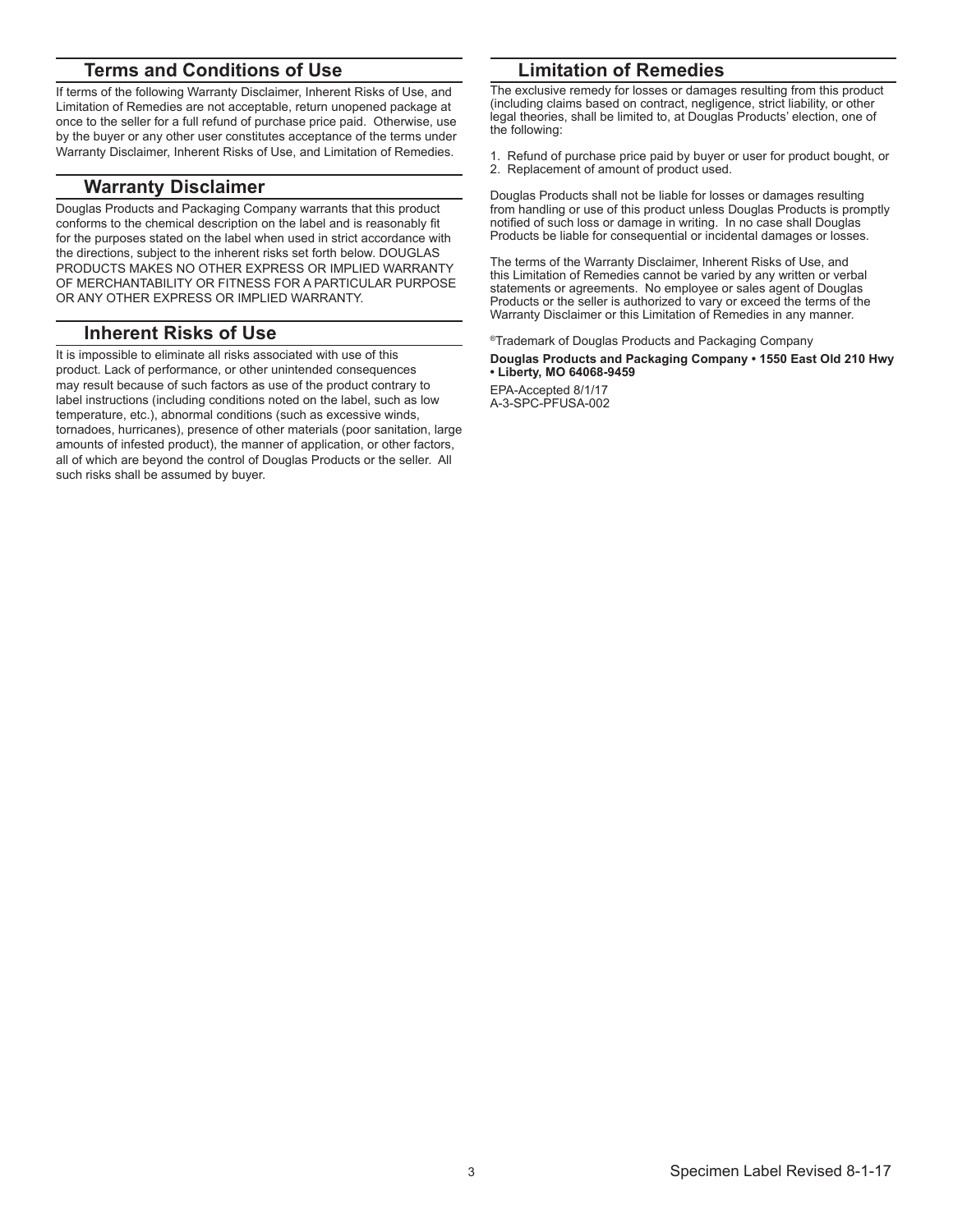## Terms and Conditions of Use

If terms of the following Warranty Disclaimer, Inherent Risks of Use, and Limitation of Remedies are not acceptable, return unopened package at once to the seller for a full refund of purchase price paid. Otherwise, use by the buyer or any other user constitutes acceptance of the terms under Warranty Disclaimer, Inherent Risks of Use, and Limitation of Remedies.

## Warranty Disclaimer

Douglas Products and Packaging Company warrants that this product conforms to the chemical description on the label and is reasonably fit for the purposes stated on the label when used in strict accordance with the directions, subject to the inherent risks set forth below. DOUGLAS PRODUCTS MAKES NO OTHER EXPRESS OR IMPLIED WARRANTY OF MERCHANTABILITY OR FITNESS FOR A PARTICULAR PURPOSE OR ANY OTHER EXPRESS OR IMPLIED WARRANTY.

## Inherent Risks of Use

It is impossible to eliminate all risks associated with use of this product. Lack of performance, or other unintended consequences may result because of such factors as use of the product contrary to label instructions (including conditions noted on the label, such as low temperature, etc.), abnormal conditions (such as excessive winds, tornadoes, hurricanes), presence of other materials (poor sanitation, large amounts of infested product), the manner of application, or other factors, all of which are beyond the control of Douglas Products or the seller. All such risks shall be assumed by buyer.

## Limitation of Remedies

The exclusive remedy for losses or damages resulting from this product (including claims based on contract, negligence, strict liability, or other legal theories, shall be limited to, at Douglas Products' election, one of the following:

1. Refund of purchase price paid by buyer or user for product bought, or
2. Replacement of amount of product used.

Douglas Products shall not be liable for losses or damages resulting from handling or use of this product unless Douglas Products is promptly notified of such loss or damage in writing. In no case shall Douglas Products be liable for consequential or incidental damages or losses.

The terms of the Warranty Disclaimer, Inherent Risks of Use, and this Limitation of Remedies cannot be varied by any written or verbal statements or agreements. No employee or sales agent of Douglas Products or the seller is authorized to vary or exceed the terms of the Warranty Disclaimer or this Limitation of Remedies in any manner.

®Trademark of Douglas Products and Packaging Company

**Douglas Products and Packaging Company • 1550 East Old 210 Hwy • Liberty, MO 64068-9459**

EPA-Accepted 8/1/17
A-3-SPC-PFUSA-002

Specimen Label Revised 8-1-17